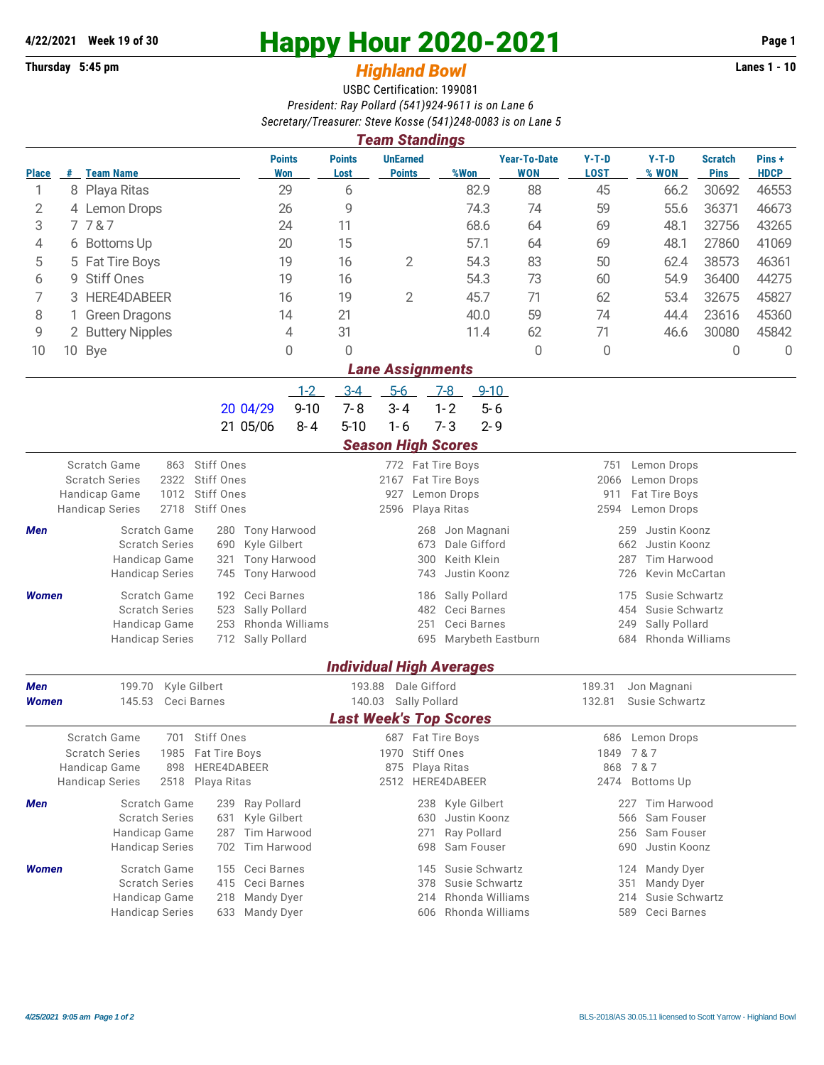**4/22/2021 Week 19 of 30** | **Thursday 5:45 pm** | **Lanes 1 - 10**

# Happy Hour 2020-2021

## *Highland Bowl*

USBC Certification: 199081

*President: Ray Pollard (541)924-9611 is on Lane 6*

*Secretary/Treasurer: Steve Kosse (541)248-0083 is on Lane 5*

### *Team Standings*

| Place | # | Team Name | Points Won | Points Lost | UnEarned Points | %Won | Year-To-Date WON | Y-T-D LOST | Y-T-D % WON | Scratch Pins | Pins + HDCP |
|---|---|---|---|---|---|---|---|---|---|---|---|
| 1 | 8 | Playa Ritas | 29 | 6 | | 82.9 | 88 | 45 | 66.2 | 30692 | 46553 |
| 2 | 4 | Lemon Drops | 26 | 9 | | 74.3 | 74 | 59 | 55.6 | 36371 | 46673 |
| 3 | 7 | 7 & 7 | 24 | 11 | | 68.6 | 64 | 69 | 48.1 | 32756 | 43265 |
| 4 | 6 | Bottoms Up | 20 | 15 | | 57.1 | 64 | 69 | 48.1 | 27860 | 41069 |
| 5 | 5 | Fat Tire Boys | 19 | 16 | 2 | 54.3 | 83 | 50 | 62.4 | 38573 | 46361 |
| 6 | 9 | Stiff Ones | 19 | 16 | | 54.3 | 73 | 60 | 54.9 | 36400 | 44275 |
| 7 | 3 | HERE4DABEER | 16 | 19 | 2 | 45.7 | 71 | 62 | 53.4 | 32675 | 45827 |
| 8 | 1 | Green Dragons | 14 | 21 | | 40.0 | 59 | 74 | 44.4 | 23616 | 45360 |
| 9 | 2 | Buttery Nipples | 4 | 31 | | 11.4 | 62 | 71 | 46.6 | 30080 | 45842 |
| 10 | 10 | Bye | 0 | 0 | | | 0 | 0 | | 0 | 0 |

### *Lane Assignments*

| | | 1-2 | 3-4 | 5-6 | 7-8 | 9-10 |
|---|---|---|---|---|---|---|
| 20 | 04/29 | 9-10 | 7- 8 | 3- 4 | 1- 2 | 5- 6 |
| 21 | 05/06 | 8- 4 | 5-10 | 1- 6 | 7- 3 | 2- 9 |

### *Season High Scores*

| | | | | | | |
|---|---|---|---|---|---|---|
| Scratch Game | 863 | Stiff Ones | 772 | Fat Tire Boys | 751 | Lemon Drops |
| Scratch Series | 2322 | Stiff Ones | 2167 | Fat Tire Boys | 2066 | Lemon Drops |
| Handicap Game | 1012 | Stiff Ones | 927 | Lemon Drops | 911 | Fat Tire Boys |
| Handicap Series | 2718 | Stiff Ones | 2596 | Playa Ritas | 2594 | Lemon Drops |

| | | | | | | | |
|---|---|---|---|---|---|---|---|
| ***Men*** | Scratch Game | 280 | Tony Harwood | 268 | Jon Magnani | 259 | Justin Koonz |
| | Scratch Series | 690 | Kyle Gilbert | 673 | Dale Gifford | 662 | Justin Koonz |
| | Handicap Game | 321 | Tony Harwood | 300 | Keith Klein | 287 | Tim Harwood |
| | Handicap Series | 745 | Tony Harwood | 743 | Justin Koonz | 726 | Kevin McCartan |
| ***Women*** | Scratch Game | 192 | Ceci Barnes | 186 | Sally Pollard | 175 | Susie Schwartz |
| | Scratch Series | 523 | Sally Pollard | 482 | Ceci Barnes | 454 | Susie Schwartz |
| | Handicap Game | 253 | Rhonda Williams | 251 | Ceci Barnes | 249 | Sally Pollard |
| | Handicap Series | 712 | Sally Pollard | 695 | Marybeth Eastburn | 684 | Rhonda Williams |

### *Individual High Averages*

| | | | | | | |
|---|---|---|---|---|---|---|
| ***Men*** | 199.70 | Kyle Gilbert | 193.88 | Dale Gifford | 189.31 | Jon Magnani |
| ***Women*** | 145.53 | Ceci Barnes | 140.03 | Sally Pollard | 132.81 | Susie Schwartz |

### *Last Week's Top Scores*

| | | | | | | |
|---|---|---|---|---|---|---|
| Scratch Game | 701 | Stiff Ones | 687 | Fat Tire Boys | 686 | Lemon Drops |
| Scratch Series | 1985 | Fat Tire Boys | 1970 | Stiff Ones | 1849 | 7 & 7 |
| Handicap Game | 898 | HERE4DABEER | 875 | Playa Ritas | 868 | 7 & 7 |
| Handicap Series | 2518 | Playa Ritas | 2512 | HERE4DABEER | 2474 | Bottoms Up |

| | | | | | | | |
|---|---|---|---|---|---|---|---|
| ***Men*** | Scratch Game | 239 | Ray Pollard | 238 | Kyle Gilbert | 227 | Tim Harwood |
| | Scratch Series | 631 | Kyle Gilbert | 630 | Justin Koonz | 566 | Sam Fouser |
| | Handicap Game | 287 | Tim Harwood | 271 | Ray Pollard | 256 | Sam Fouser |
| | Handicap Series | 702 | Tim Harwood | 698 | Sam Fouser | 690 | Justin Koonz |
| ***Women*** | Scratch Game | 155 | Ceci Barnes | 145 | Susie Schwartz | 124 | Mandy Dyer |
| | Scratch Series | 415 | Ceci Barnes | 378 | Susie Schwartz | 351 | Mandy Dyer |
| | Handicap Game | 218 | Mandy Dyer | 214 | Rhonda Williams | 214 | Susie Schwartz |
| | Handicap Series | 633 | Mandy Dyer | 606 | Rhonda Williams | 589 | Ceci Barnes |

*4/25/2021 9:05 am* | BLS-2018/AS 30.05.11 licensed to Scott Yarrow - Highland Bowl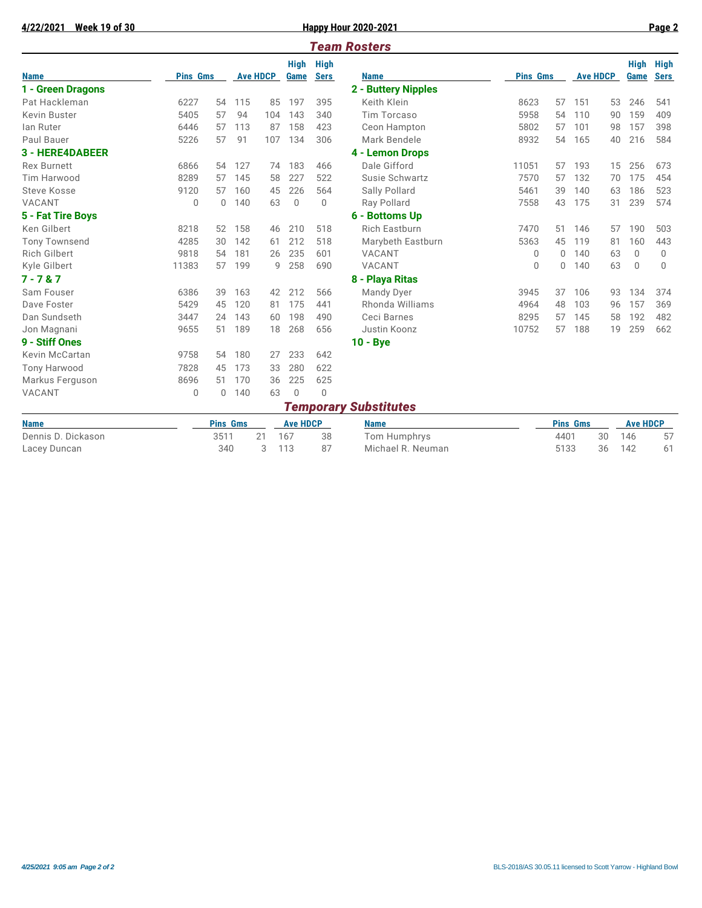## Team Rosters

| Name | Pins | Gms | Ave | HDCP | High Game | High Sers |
|---|---|---|---|---|---|---|
| **1 - Green Dragons** | | | | | | |
| Pat Hackleman | 6227 | 54 | 115 | 85 | 197 | 395 |
| Kevin Buster | 5405 | 57 | 94 | 104 | 143 | 340 |
| Ian Ruter | 6446 | 57 | 113 | 87 | 158 | 423 |
| Paul Bauer | 5226 | 57 | 91 | 107 | 134 | 306 |
| **3 - HERE4DABEER** | | | | | | |
| Rex Burnett | 6866 | 54 | 127 | 74 | 183 | 466 |
| Tim Harwood | 8289 | 57 | 145 | 58 | 227 | 522 |
| Steve Kosse | 9120 | 57 | 160 | 45 | 226 | 564 |
| VACANT | 0 | 0 | 140 | 63 | 0 | 0 |
| **5 - Fat Tire Boys** | | | | | | |
| Ken Gilbert | 8218 | 52 | 158 | 46 | 210 | 518 |
| Tony Townsend | 4285 | 30 | 142 | 61 | 212 | 518 |
| Rich Gilbert | 9818 | 54 | 181 | 26 | 235 | 601 |
| Kyle Gilbert | 11383 | 57 | 199 | 9 | 258 | 690 |
| **7 - 7 & 7** | | | | | | |
| Sam Fouser | 6386 | 39 | 163 | 42 | 212 | 566 |
| Dave Foster | 5429 | 45 | 120 | 81 | 175 | 441 |
| Dan Sundseth | 3447 | 24 | 143 | 60 | 198 | 490 |
| Jon Magnani | 9655 | 51 | 189 | 18 | 268 | 656 |
| **9 - Stiff Ones** | | | | | | |
| Kevin McCartan | 9758 | 54 | 180 | 27 | 233 | 642 |
| Tony Harwood | 7828 | 45 | 173 | 33 | 280 | 622 |
| Markus Ferguson | 8696 | 51 | 170 | 36 | 225 | 625 |
| VACANT | 0 | 0 | 140 | 63 | 0 | 0 |

| Name | Pins | Gms | Ave | HDCP | High Game | High Sers |
|---|---|---|---|---|---|---|
| **2 - Buttery Nipples** | | | | | | |
| Keith Klein | 8623 | 57 | 151 | 53 | 246 | 541 |
| Tim Torcaso | 5958 | 54 | 110 | 90 | 159 | 409 |
| Ceon Hampton | 5802 | 57 | 101 | 98 | 157 | 398 |
| Mark Bendele | 8932 | 54 | 165 | 40 | 216 | 584 |
| **4 - Lemon Drops** | | | | | | |
| Dale Gifford | 11051 | 57 | 193 | 15 | 256 | 673 |
| Susie Schwartz | 7570 | 57 | 132 | 70 | 175 | 454 |
| Sally Pollard | 5461 | 39 | 140 | 63 | 186 | 523 |
| Ray Pollard | 7558 | 43 | 175 | 31 | 239 | 574 |
| **6 - Bottoms Up** | | | | | | |
| Rich Eastburn | 7470 | 51 | 146 | 57 | 190 | 503 |
| Marybeth Eastburn | 5363 | 45 | 119 | 81 | 160 | 443 |
| VACANT | 0 | 0 | 140 | 63 | 0 | 0 |
| VACANT | 0 | 0 | 140 | 63 | 0 | 0 |
| **8 - Playa Ritas** | | | | | | |
| Mandy Dyer | 3945 | 37 | 106 | 93 | 134 | 374 |
| Rhonda Williams | 4964 | 48 | 103 | 96 | 157 | 369 |
| Ceci Barnes | 8295 | 57 | 145 | 58 | 192 | 482 |
| Justin Koonz | 10752 | 57 | 188 | 19 | 259 | 662 |
| **10 - Bye** | | | | | | |

## Temporary Substitutes

| Name | Pins | Gms | Ave | HDCP |
|---|---|---|---|---|
| Dennis D. Dickason | 3511 | 21 | 167 | 38 |
| Lacey Duncan | 340 | 3 | 113 | 87 |
| Tom Humphrys | 4401 | 30 | 146 | 57 |
| Michael R. Neuman | 5133 | 36 | 142 | 61 |